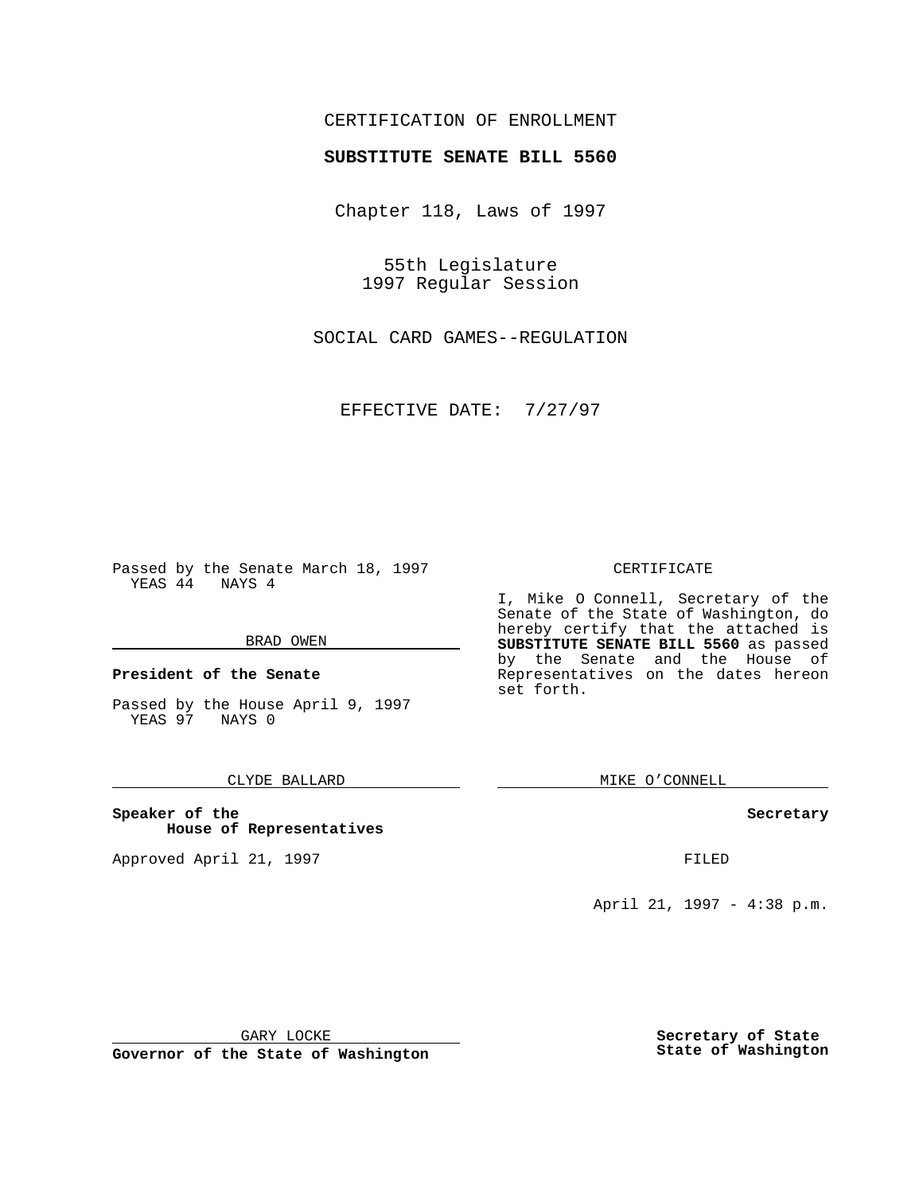CERTIFICATION OF ENROLLMENT

**SUBSTITUTE SENATE BILL 5560**

Chapter 118, Laws of 1997

55th Legislature
1997 Regular Session

SOCIAL CARD GAMES--REGULATION

EFFECTIVE DATE: 7/27/97

Passed by the Senate March 18, 1997
YEAS 44 NAYS 4

BRAD OWEN

**President of the Senate**

Passed by the House April 9, 1997
YEAS 97 NAYS 0

CLYDE BALLARD

**Speaker of the House of Representatives**

Approved April 21, 1997

GARY LOCKE

**Governor of the State of Washington**

CERTIFICATE

I, Mike O Connell, Secretary of the Senate of the State of Washington, do hereby certify that the attached is **SUBSTITUTE SENATE BILL 5560** as passed by the Senate and the House of Representatives on the dates hereon set forth.

MIKE O'CONNELL

**Secretary**

FILED

April 21, 1997 - 4:38 p.m.

**Secretary of State**
**State of Washington**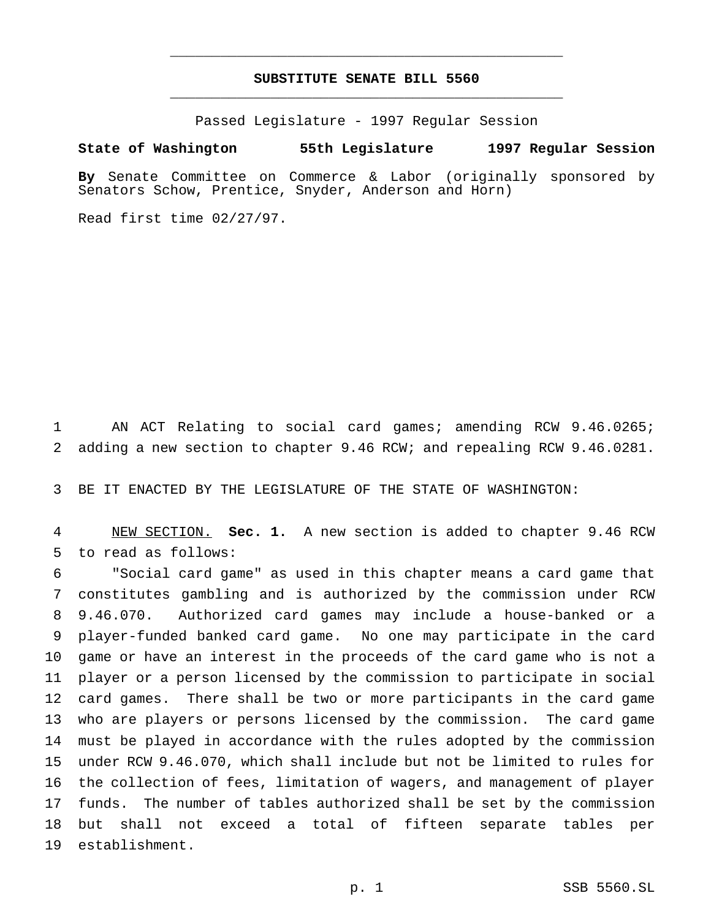# SUBSTITUTE SENATE BILL 5560

Passed Legislature - 1997 Regular Session

**State of Washington 55th Legislature 1997 Regular Session**

**By** Senate Committee on Commerce & Labor (originally sponsored by Senators Schow, Prentice, Snyder, Anderson and Horn)

Read first time 02/27/97.

AN ACT Relating to social card games; amending RCW 9.46.0265; adding a new section to chapter 9.46 RCW; and repealing RCW 9.46.0281.

BE IT ENACTED BY THE LEGISLATURE OF THE STATE OF WASHINGTON:

NEW SECTION. **Sec. 1.** A new section is added to chapter 9.46 RCW to read as follows:

"Social card game" as used in this chapter means a card game that constitutes gambling and is authorized by the commission under RCW 9.46.070. Authorized card games may include a house-banked or a player-funded banked card game. No one may participate in the card game or have an interest in the proceeds of the card game who is not a player or a person licensed by the commission to participate in social card games. There shall be two or more participants in the card game who are players or persons licensed by the commission. The card game must be played in accordance with the rules adopted by the commission under RCW 9.46.070, which shall include but not be limited to rules for the collection of fees, limitation of wagers, and management of player funds. The number of tables authorized shall be set by the commission but shall not exceed a total of fifteen separate tables per establishment.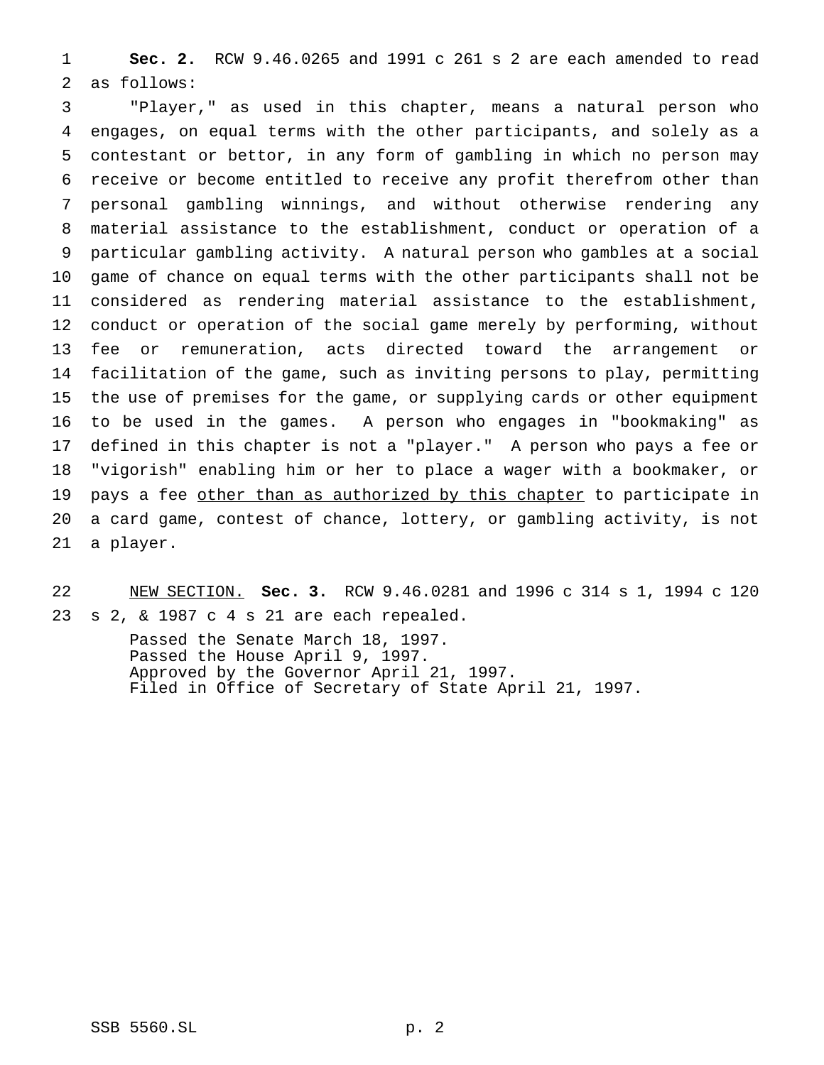**Sec. 2.** RCW 9.46.0265 and 1991 c 261 s 2 are each amended to read as follows:

"Player," as used in this chapter, means a natural person who engages, on equal terms with the other participants, and solely as a contestant or bettor, in any form of gambling in which no person may receive or become entitled to receive any profit therefrom other than personal gambling winnings, and without otherwise rendering any material assistance to the establishment, conduct or operation of a particular gambling activity. A natural person who gambles at a social game of chance on equal terms with the other participants shall not be considered as rendering material assistance to the establishment, conduct or operation of the social game merely by performing, without fee or remuneration, acts directed toward the arrangement or facilitation of the game, such as inviting persons to play, permitting the use of premises for the game, or supplying cards or other equipment to be used in the games. A person who engages in "bookmaking" as defined in this chapter is not a "player." A person who pays a fee or "vigorish" enabling him or her to place a wager with a bookmaker, or pays a fee <u>other than as authorized by this chapter</u> to participate in a card game, contest of chance, lottery, or gambling activity, is not a player.

<u>NEW SECTION.</u> **Sec. 3.** RCW 9.46.0281 and 1996 c 314 s 1, 1994 c 120 s 2, & 1987 c 4 s 21 are each repealed.

Passed the Senate March 18, 1997.
Passed the House April 9, 1997.
Approved by the Governor April 21, 1997.
Filed in Office of Secretary of State April 21, 1997.